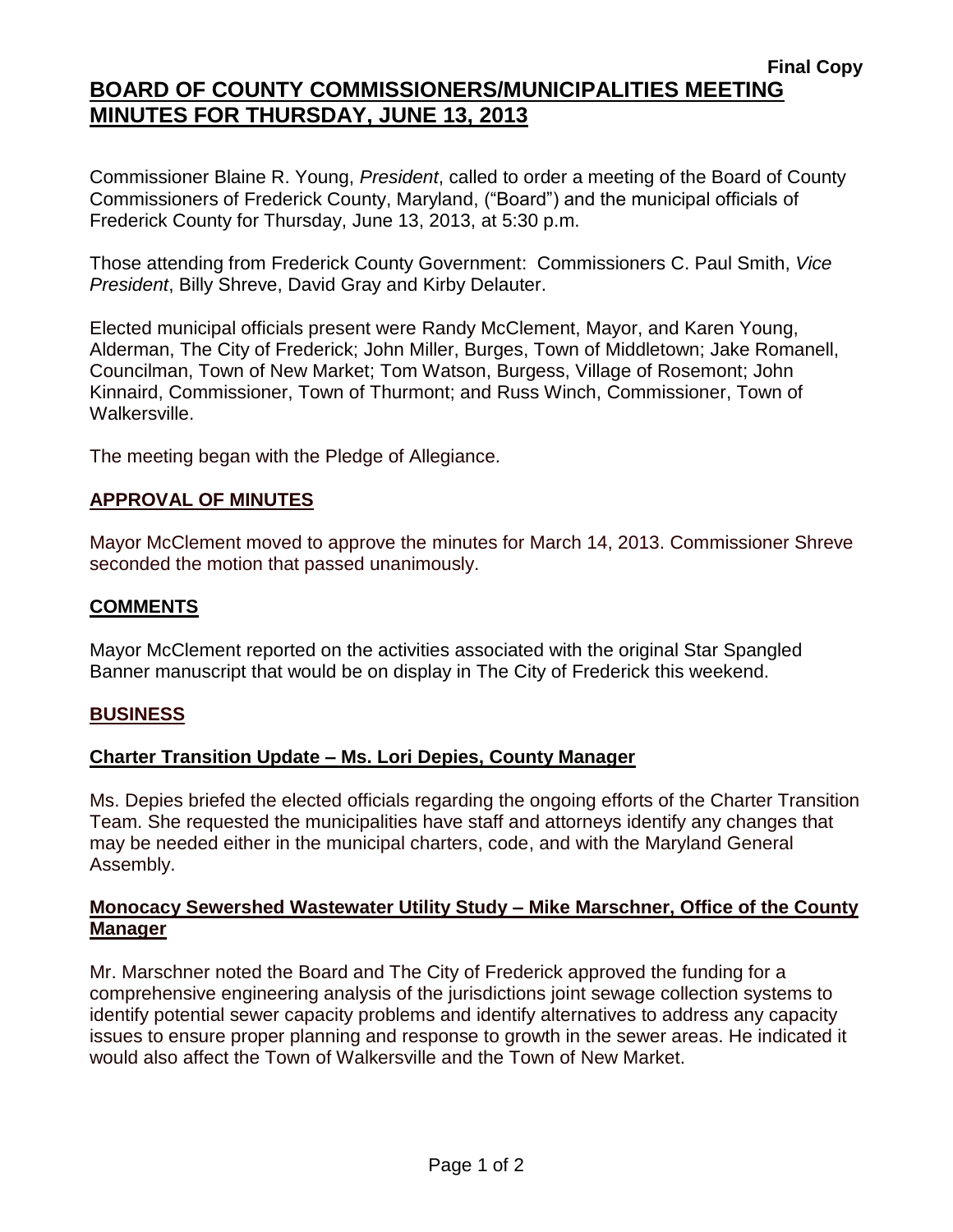**Final Copy**

# BOARD OF COUNTY COMMISSIONERS/MUNICIPALITIES MEETING MINUTES FOR THURSDAY, JUNE 13, 2013

Commissioner Blaine R. Young, *President*, called to order a meeting of the Board of County Commissioners of Frederick County, Maryland, ("Board") and the municipal officials of Frederick County for Thursday, June 13, 2013, at 5:30 p.m.

Those attending from Frederick County Government: Commissioners C. Paul Smith, *Vice President*, Billy Shreve, David Gray and Kirby Delauter.

Elected municipal officials present were Randy McClement, Mayor, and Karen Young, Alderman, The City of Frederick; John Miller, Burges, Town of Middletown; Jake Romanell, Councilman, Town of New Market; Tom Watson, Burgess, Village of Rosemont; John Kinnaird, Commissioner, Town of Thurmont; and Russ Winch, Commissioner, Town of Walkersville.

The meeting began with the Pledge of Allegiance.

## APPROVAL OF MINUTES

Mayor McClement moved to approve the minutes for March 14, 2013. Commissioner Shreve seconded the motion that passed unanimously.

## COMMENTS

Mayor McClement reported on the activities associated with the original Star Spangled Banner manuscript that would be on display in The City of Frederick this weekend.

## BUSINESS

### Charter Transition Update – Ms. Lori Depies, County Manager

Ms. Depies briefed the elected officials regarding the ongoing efforts of the Charter Transition Team. She requested the municipalities have staff and attorneys identify any changes that may be needed either in the municipal charters, code, and with the Maryland General Assembly.

### Monocacy Sewershed Wastewater Utility Study – Mike Marschner, Office of the County Manager

Mr. Marschner noted the Board and The City of Frederick approved the funding for a comprehensive engineering analysis of the jurisdictions joint sewage collection systems to identify potential sewer capacity problems and identify alternatives to address any capacity issues to ensure proper planning and response to growth in the sewer areas. He indicated it would also affect the Town of Walkersville and the Town of New Market.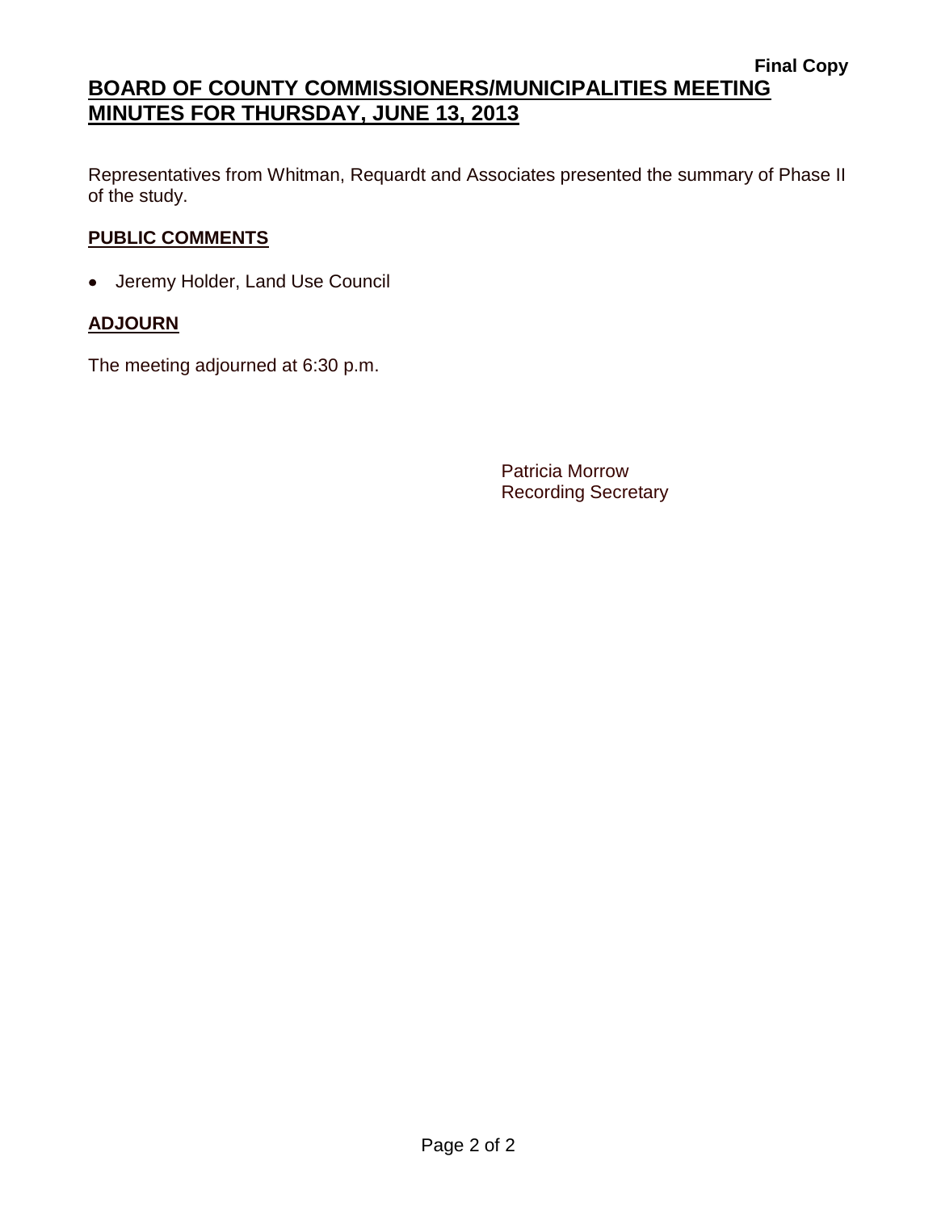Representatives from Whitman, Requardt and Associates presented the summary of Phase II of the study.

## PUBLIC COMMENTS

- Jeremy Holder, Land Use Council

## ADJOURN

The meeting adjourned at 6:30 p.m.

Patricia Morrow
Recording Secretary